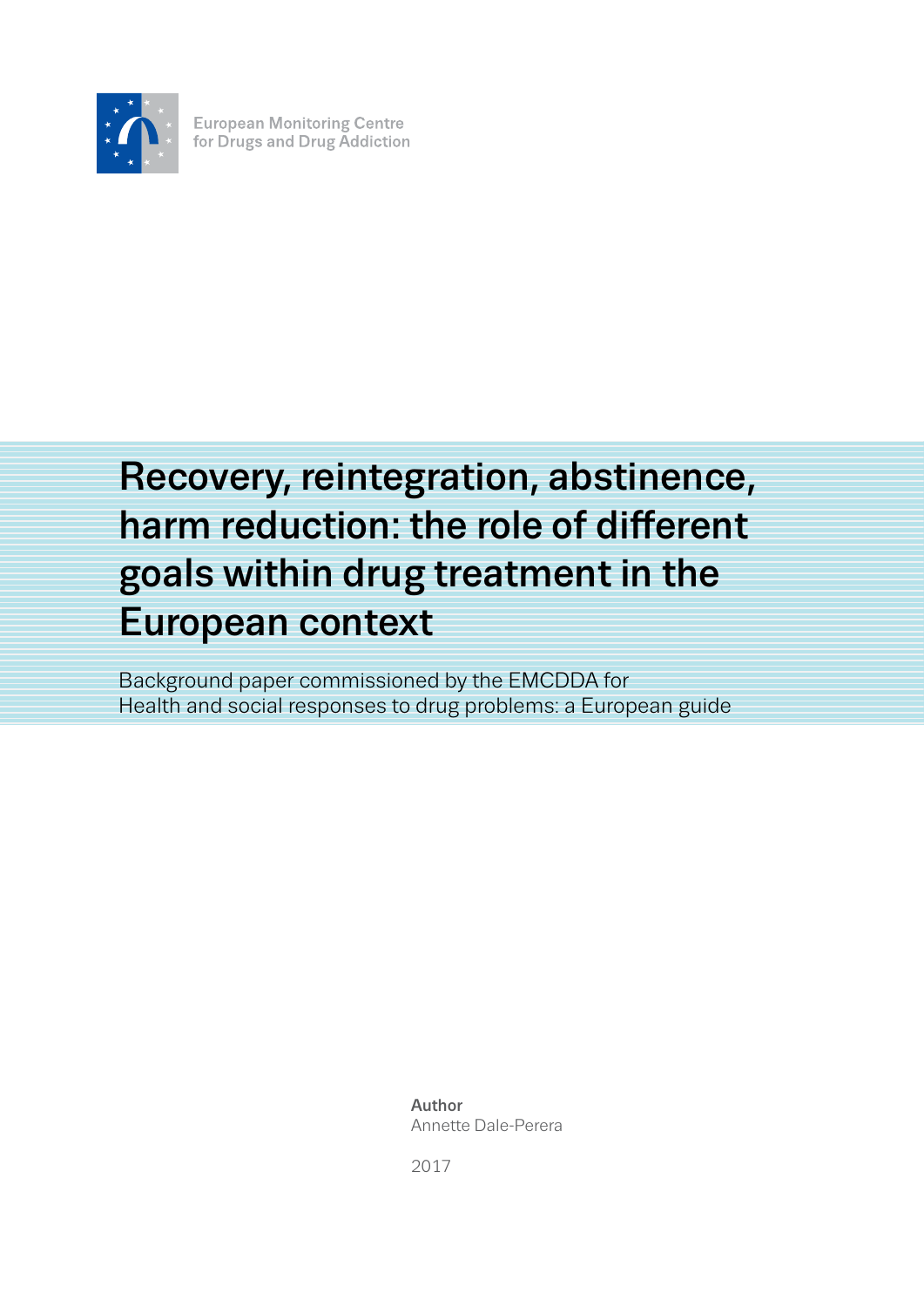European Monitoring Centre
for Drugs and Drug Addiction

# Recovery, reintegration, abstinence, harm reduction: the role of different goals within drug treatment in the European context

Background paper commissioned by the EMCDDA for
Health and social responses to drug problems: a European guide

**Author**
Annette Dale-Perera

2017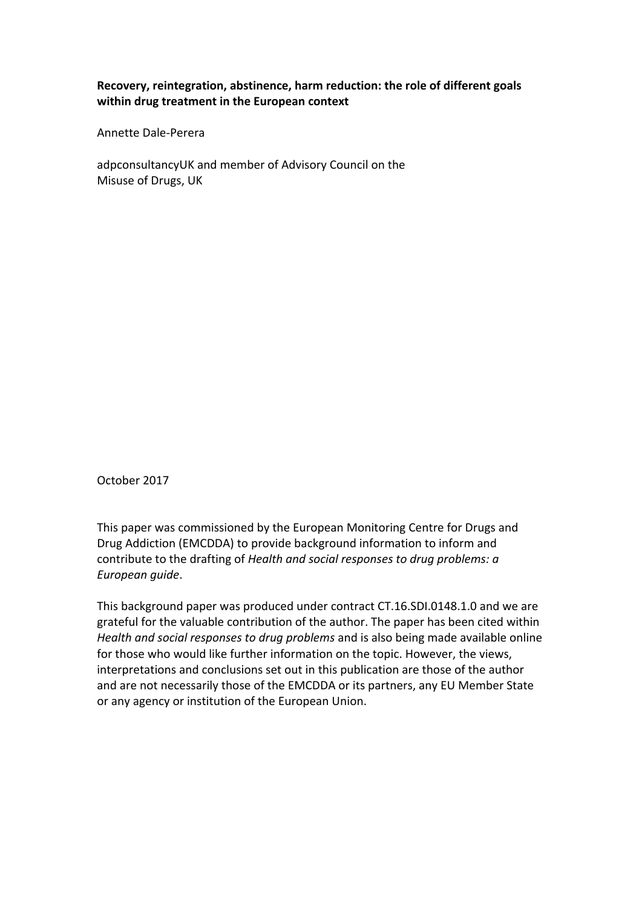**Recovery, reintegration, abstinence, harm reduction: the role of different goals within drug treatment in the European context**

Annette Dale-Perera

adpconsultancyUK and member of Advisory Council on the Misuse of Drugs, UK

October 2017

This paper was commissioned by the European Monitoring Centre for Drugs and Drug Addiction (EMCDDA) to provide background information to inform and contribute to the drafting of *Health and social responses to drug problems: a European guide*.

This background paper was produced under contract CT.16.SDI.0148.1.0 and we are grateful for the valuable contribution of the author. The paper has been cited within *Health and social responses to drug problems* and is also being made available online for those who would like further information on the topic. However, the views, interpretations and conclusions set out in this publication are those of the author and are not necessarily those of the EMCDDA or its partners, any EU Member State or any agency or institution of the European Union.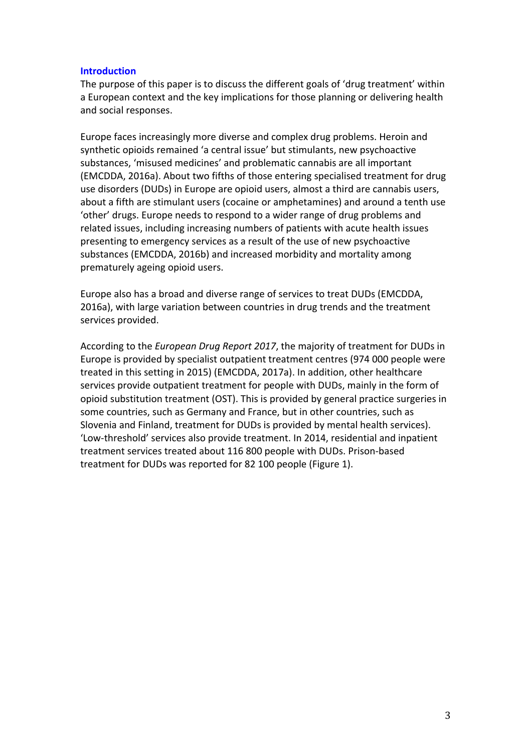## Introduction

The purpose of this paper is to discuss the different goals of 'drug treatment' within a European context and the key implications for those planning or delivering health and social responses.

Europe faces increasingly more diverse and complex drug problems. Heroin and synthetic opioids remained 'a central issue' but stimulants, new psychoactive substances, 'misused medicines' and problematic cannabis are all important (EMCDDA, 2016a). About two fifths of those entering specialised treatment for drug use disorders (DUDs) in Europe are opioid users, almost a third are cannabis users, about a fifth are stimulant users (cocaine or amphetamines) and around a tenth use 'other' drugs. Europe needs to respond to a wider range of drug problems and related issues, including increasing numbers of patients with acute health issues presenting to emergency services as a result of the use of new psychoactive substances (EMCDDA, 2016b) and increased morbidity and mortality among prematurely ageing opioid users.

Europe also has a broad and diverse range of services to treat DUDs (EMCDDA, 2016a), with large variation between countries in drug trends and the treatment services provided.

According to the *European Drug Report 2017*, the majority of treatment for DUDs in Europe is provided by specialist outpatient treatment centres (974 000 people were treated in this setting in 2015) (EMCDDA, 2017a). In addition, other healthcare services provide outpatient treatment for people with DUDs, mainly in the form of opioid substitution treatment (OST). This is provided by general practice surgeries in some countries, such as Germany and France, but in other countries, such as Slovenia and Finland, treatment for DUDs is provided by mental health services). 'Low-threshold' services also provide treatment. In 2014, residential and inpatient treatment services treated about 116 800 people with DUDs. Prison-based treatment for DUDs was reported for 82 100 people (Figure 1).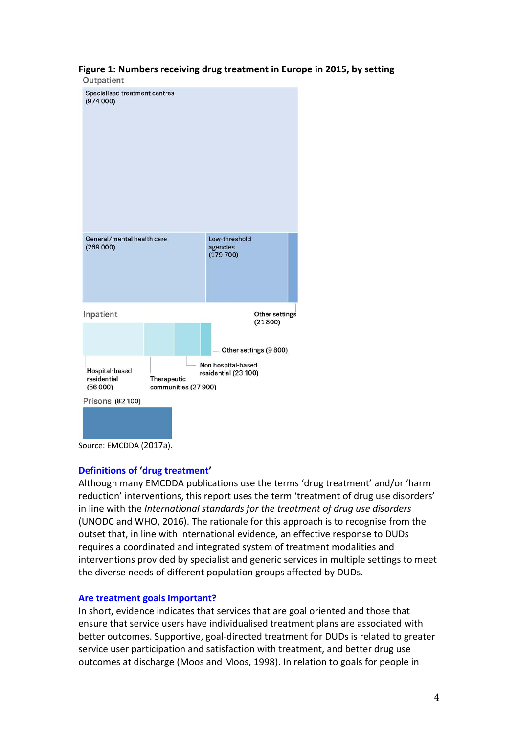**Figure 1: Numbers receiving drug treatment in Europe in 2015, by setting**

Outpatient

Specialised treatment centres (974 000)

General/mental health care (269 000)

Low-threshold agencies (179 700)

Other settings (21 800)

Inpatient

Hospital-based residential (56 000)

Therapeutic communities (27 900)

Non hospital-based residential (23 100)

Other settings (9 800)

Prisons (82 100)

Source: EMCDDA (2017a).

## Definitions of 'drug treatment'

Although many EMCDDA publications use the terms 'drug treatment' and/or 'harm reduction' interventions, this report uses the term 'treatment of drug use disorders' in line with the *International standards for the treatment of drug use disorders* (UNODC and WHO, 2016). The rationale for this approach is to recognise from the outset that, in line with international evidence, an effective response to DUDs requires a coordinated and integrated system of treatment modalities and interventions provided by specialist and generic services in multiple settings to meet the diverse needs of different population groups affected by DUDs.

## Are treatment goals important?

In short, evidence indicates that services that are goal oriented and those that ensure that service users have individualised treatment plans are associated with better outcomes. Supportive, goal-directed treatment for DUDs is related to greater service user participation and satisfaction with treatment, and better drug use outcomes at discharge (Moos and Moos, 1998). In relation to goals for people in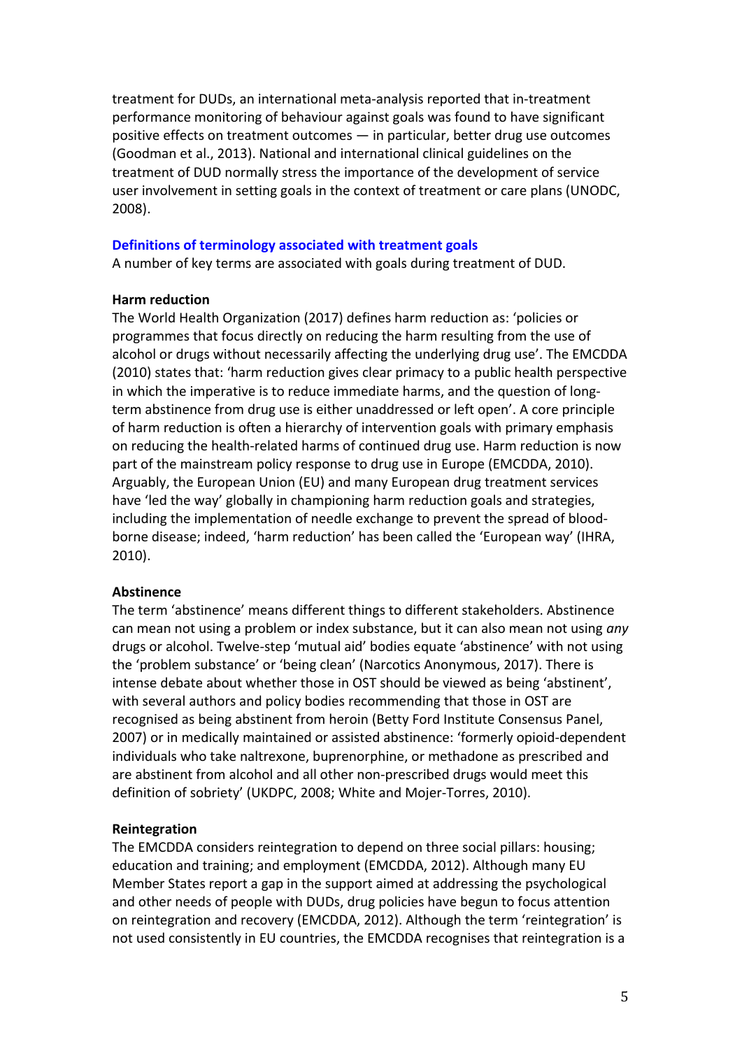treatment for DUDs, an international meta-analysis reported that in-treatment performance monitoring of behaviour against goals was found to have significant positive effects on treatment outcomes — in particular, better drug use outcomes (Goodman et al., 2013). National and international clinical guidelines on the treatment of DUD normally stress the importance of the development of service user involvement in setting goals in the context of treatment or care plans (UNODC, 2008).

## Definitions of terminology associated with treatment goals

A number of key terms are associated with goals during treatment of DUD.

### Harm reduction

The World Health Organization (2017) defines harm reduction as: 'policies or programmes that focus directly on reducing the harm resulting from the use of alcohol or drugs without necessarily affecting the underlying drug use'. The EMCDDA (2010) states that: 'harm reduction gives clear primacy to a public health perspective in which the imperative is to reduce immediate harms, and the question of long-term abstinence from drug use is either unaddressed or left open'. A core principle of harm reduction is often a hierarchy of intervention goals with primary emphasis on reducing the health-related harms of continued drug use. Harm reduction is now part of the mainstream policy response to drug use in Europe (EMCDDA, 2010). Arguably, the European Union (EU) and many European drug treatment services have 'led the way' globally in championing harm reduction goals and strategies, including the implementation of needle exchange to prevent the spread of blood-borne disease; indeed, 'harm reduction' has been called the 'European way' (IHRA, 2010).

### Abstinence

The term 'abstinence' means different things to different stakeholders. Abstinence can mean not using a problem or index substance, but it can also mean not using *any* drugs or alcohol. Twelve-step 'mutual aid' bodies equate 'abstinence' with not using the 'problem substance' or 'being clean' (Narcotics Anonymous, 2017). There is intense debate about whether those in OST should be viewed as being 'abstinent', with several authors and policy bodies recommending that those in OST are recognised as being abstinent from heroin (Betty Ford Institute Consensus Panel, 2007) or in medically maintained or assisted abstinence: 'formerly opioid-dependent individuals who take naltrexone, buprenorphine, or methadone as prescribed and are abstinent from alcohol and all other non-prescribed drugs would meet this definition of sobriety' (UKDPC, 2008; White and Mojer-Torres, 2010).

### Reintegration

The EMCDDA considers reintegration to depend on three social pillars: housing; education and training; and employment (EMCDDA, 2012). Although many EU Member States report a gap in the support aimed at addressing the psychological and other needs of people with DUDs, drug policies have begun to focus attention on reintegration and recovery (EMCDDA, 2012). Although the term 'reintegration' is not used consistently in EU countries, the EMCDDA recognises that reintegration is a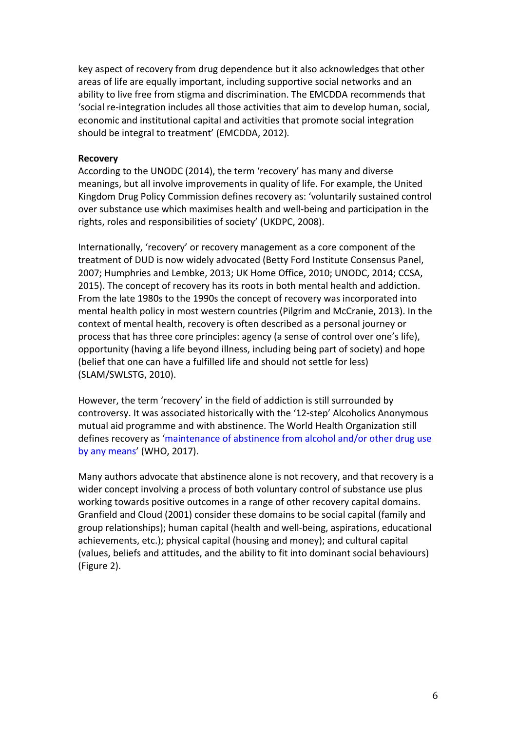key aspect of recovery from drug dependence but it also acknowledges that other areas of life are equally important, including supportive social networks and an ability to live free from stigma and discrimination. The EMCDDA recommends that 'social re-integration includes all those activities that aim to develop human, social, economic and institutional capital and activities that promote social integration should be integral to treatment' (EMCDDA, 2012).

**Recovery**

According to the UNODC (2014), the term 'recovery' has many and diverse meanings, but all involve improvements in quality of life. For example, the United Kingdom Drug Policy Commission defines recovery as: 'voluntarily sustained control over substance use which maximises health and well-being and participation in the rights, roles and responsibilities of society' (UKDPC, 2008).

Internationally, 'recovery' or recovery management as a core component of the treatment of DUD is now widely advocated (Betty Ford Institute Consensus Panel, 2007; Humphries and Lembke, 2013; UK Home Office, 2010; UNODC, 2014; CCSA, 2015). The concept of recovery has its roots in both mental health and addiction. From the late 1980s to the 1990s the concept of recovery was incorporated into mental health policy in most western countries (Pilgrim and McCranie, 2013). In the context of mental health, recovery is often described as a personal journey or process that has three core principles: agency (a sense of control over one's life), opportunity (having a life beyond illness, including being part of society) and hope (belief that one can have a fulfilled life and should not settle for less) (SLAM/SWLSTG, 2010).

However, the term 'recovery' in the field of addiction is still surrounded by controversy. It was associated historically with the '12-step' Alcoholics Anonymous mutual aid programme and with abstinence. The World Health Organization still defines recovery as 'maintenance of abstinence from alcohol and/or other drug use by any means' (WHO, 2017).

Many authors advocate that abstinence alone is not recovery, and that recovery is a wider concept involving a process of both voluntary control of substance use plus working towards positive outcomes in a range of other recovery capital domains. Granfield and Cloud (2001) consider these domains to be social capital (family and group relationships); human capital (health and well-being, aspirations, educational achievements, etc.); physical capital (housing and money); and cultural capital (values, beliefs and attitudes, and the ability to fit into dominant social behaviours) (Figure 2).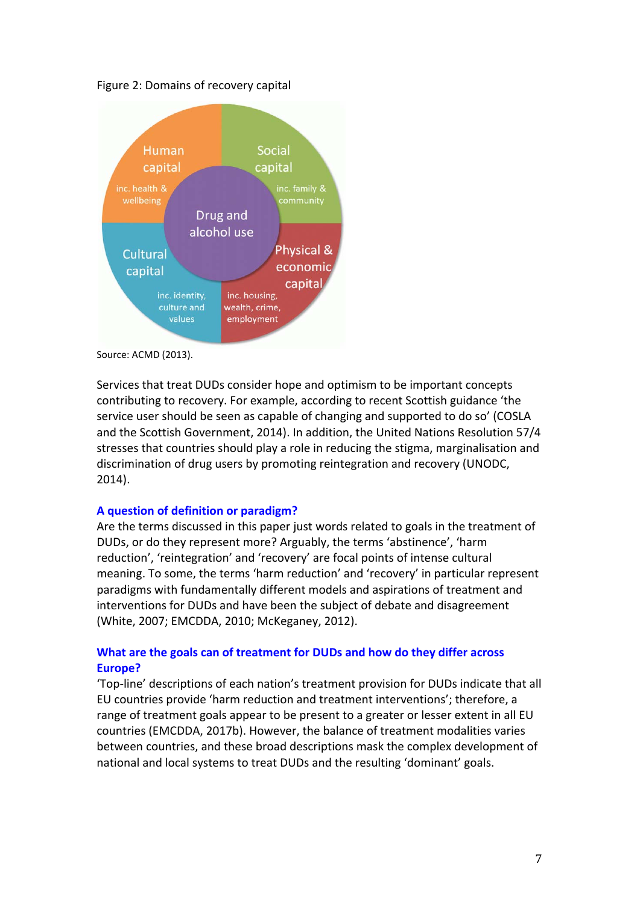Figure 2: Domains of recovery capital

Human capital
inc. health & wellbeing

Social capital
inc. family & community

Drug and alcohol use

Cultural capital
inc. identity, culture and values

Physical & economic capital
inc. housing, wealth, crime, employment

Source: ACMD (2013).

Services that treat DUDs consider hope and optimism to be important concepts contributing to recovery. For example, according to recent Scottish guidance 'the service user should be seen as capable of changing and supported to do so' (COSLA and the Scottish Government, 2014). In addition, the United Nations Resolution 57/4 stresses that countries should play a role in reducing the stigma, marginalisation and discrimination of drug users by promoting reintegration and recovery (UNODC, 2014).

### A question of definition or paradigm?

Are the terms discussed in this paper just words related to goals in the treatment of DUDs, or do they represent more? Arguably, the terms 'abstinence', 'harm reduction', 'reintegration' and 'recovery' are focal points of intense cultural meaning. To some, the terms 'harm reduction' and 'recovery' in particular represent paradigms with fundamentally different models and aspirations of treatment and interventions for DUDs and have been the subject of debate and disagreement (White, 2007; EMCDDA, 2010; McKeganey, 2012).

### What are the goals can of treatment for DUDs and how do they differ across Europe?

'Top-line' descriptions of each nation's treatment provision for DUDs indicate that all EU countries provide 'harm reduction and treatment interventions'; therefore, a range of treatment goals appear to be present to a greater or lesser extent in all EU countries (EMCDDA, 2017b). However, the balance of treatment modalities varies between countries, and these broad descriptions mask the complex development of national and local systems to treat DUDs and the resulting 'dominant' goals.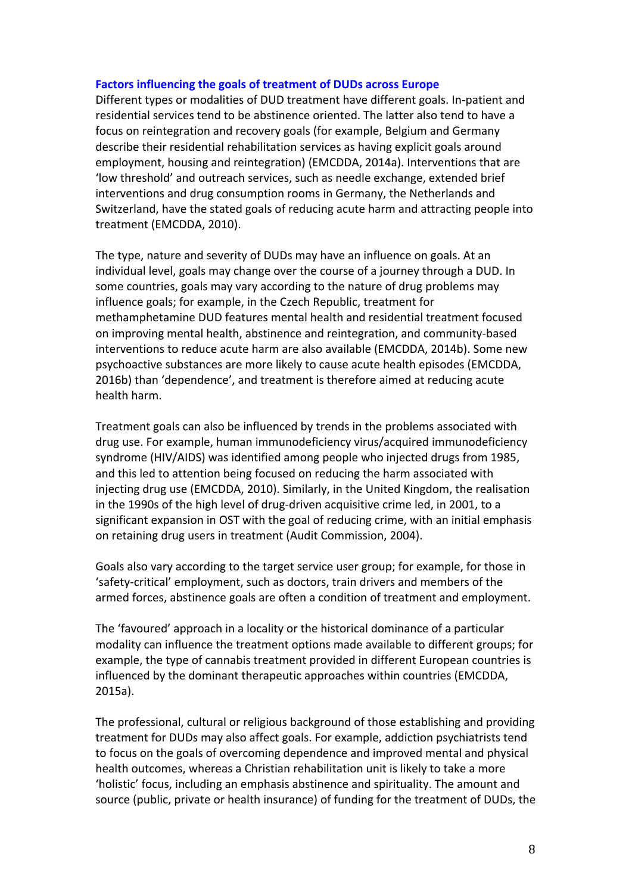### Factors influencing the goals of treatment of DUDs across Europe

Different types or modalities of DUD treatment have different goals. In-patient and residential services tend to be abstinence oriented. The latter also tend to have a focus on reintegration and recovery goals (for example, Belgium and Germany describe their residential rehabilitation services as having explicit goals around employment, housing and reintegration) (EMCDDA, 2014a). Interventions that are 'low threshold' and outreach services, such as needle exchange, extended brief interventions and drug consumption rooms in Germany, the Netherlands and Switzerland, have the stated goals of reducing acute harm and attracting people into treatment (EMCDDA, 2010).

The type, nature and severity of DUDs may have an influence on goals. At an individual level, goals may change over the course of a journey through a DUD. In some countries, goals may vary according to the nature of drug problems may influence goals; for example, in the Czech Republic, treatment for methamphetamine DUD features mental health and residential treatment focused on improving mental health, abstinence and reintegration, and community-based interventions to reduce acute harm are also available (EMCDDA, 2014b). Some new psychoactive substances are more likely to cause acute health episodes (EMCDDA, 2016b) than 'dependence', and treatment is therefore aimed at reducing acute health harm.

Treatment goals can also be influenced by trends in the problems associated with drug use. For example, human immunodeficiency virus/acquired immunodeficiency syndrome (HIV/AIDS) was identified among people who injected drugs from 1985, and this led to attention being focused on reducing the harm associated with injecting drug use (EMCDDA, 2010). Similarly, in the United Kingdom, the realisation in the 1990s of the high level of drug-driven acquisitive crime led, in 2001, to a significant expansion in OST with the goal of reducing crime, with an initial emphasis on retaining drug users in treatment (Audit Commission, 2004).

Goals also vary according to the target service user group; for example, for those in 'safety-critical' employment, such as doctors, train drivers and members of the armed forces, abstinence goals are often a condition of treatment and employment.

The 'favoured' approach in a locality or the historical dominance of a particular modality can influence the treatment options made available to different groups; for example, the type of cannabis treatment provided in different European countries is influenced by the dominant therapeutic approaches within countries (EMCDDA, 2015a).

The professional, cultural or religious background of those establishing and providing treatment for DUDs may also affect goals. For example, addiction psychiatrists tend to focus on the goals of overcoming dependence and improved mental and physical health outcomes, whereas a Christian rehabilitation unit is likely to take a more 'holistic' focus, including an emphasis abstinence and spirituality. The amount and source (public, private or health insurance) of funding for the treatment of DUDs, the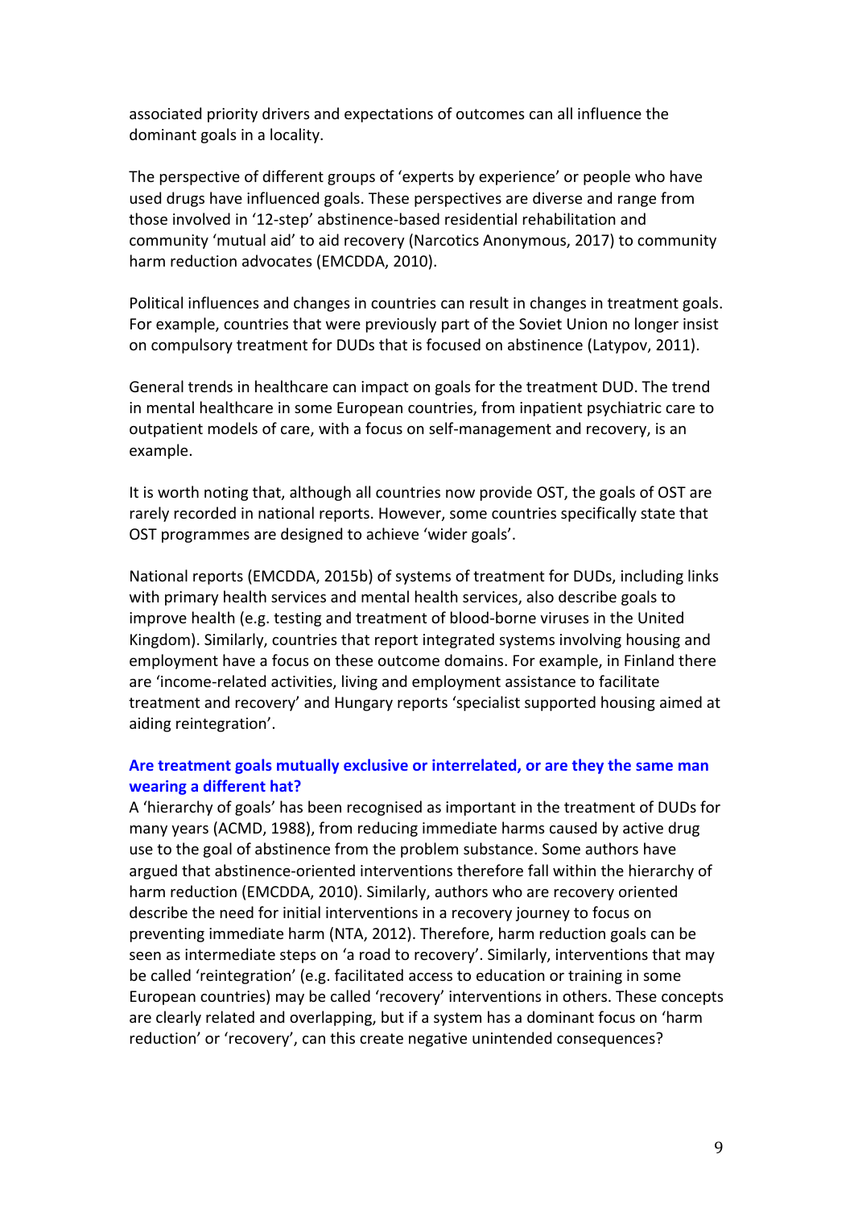associated priority drivers and expectations of outcomes can all influence the dominant goals in a locality.

The perspective of different groups of 'experts by experience' or people who have used drugs have influenced goals. These perspectives are diverse and range from those involved in '12-step' abstinence-based residential rehabilitation and community 'mutual aid' to aid recovery (Narcotics Anonymous, 2017) to community harm reduction advocates (EMCDDA, 2010).

Political influences and changes in countries can result in changes in treatment goals. For example, countries that were previously part of the Soviet Union no longer insist on compulsory treatment for DUDs that is focused on abstinence (Latypov, 2011).

General trends in healthcare can impact on goals for the treatment DUD. The trend in mental healthcare in some European countries, from inpatient psychiatric care to outpatient models of care, with a focus on self-management and recovery, is an example.

It is worth noting that, although all countries now provide OST, the goals of OST are rarely recorded in national reports. However, some countries specifically state that OST programmes are designed to achieve 'wider goals'.

National reports (EMCDDA, 2015b) of systems of treatment for DUDs, including links with primary health services and mental health services, also describe goals to improve health (e.g. testing and treatment of blood-borne viruses in the United Kingdom). Similarly, countries that report integrated systems involving housing and employment have a focus on these outcome domains. For example, in Finland there are 'income-related activities, living and employment assistance to facilitate treatment and recovery' and Hungary reports 'specialist supported housing aimed at aiding reintegration'.

### Are treatment goals mutually exclusive or interrelated, or are they the same man wearing a different hat?

A 'hierarchy of goals' has been recognised as important in the treatment of DUDs for many years (ACMD, 1988), from reducing immediate harms caused by active drug use to the goal of abstinence from the problem substance. Some authors have argued that abstinence-oriented interventions therefore fall within the hierarchy of harm reduction (EMCDDA, 2010). Similarly, authors who are recovery oriented describe the need for initial interventions in a recovery journey to focus on preventing immediate harm (NTA, 2012). Therefore, harm reduction goals can be seen as intermediate steps on 'a road to recovery'. Similarly, interventions that may be called 'reintegration' (e.g. facilitated access to education or training in some European countries) may be called 'recovery' interventions in others. These concepts are clearly related and overlapping, but if a system has a dominant focus on 'harm reduction' or 'recovery', can this create negative unintended consequences?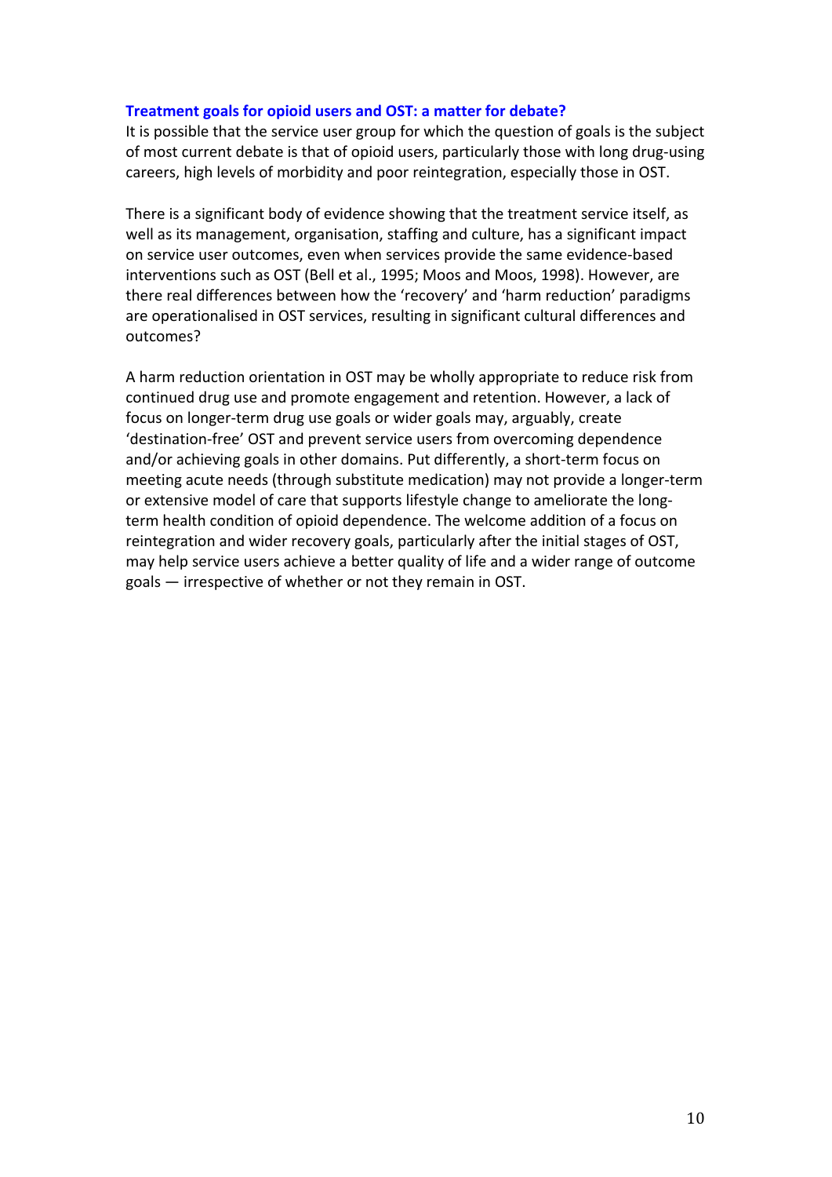### Treatment goals for opioid users and OST: a matter for debate?

It is possible that the service user group for which the question of goals is the subject of most current debate is that of opioid users, particularly those with long drug-using careers, high levels of morbidity and poor reintegration, especially those in OST.

There is a significant body of evidence showing that the treatment service itself, as well as its management, organisation, staffing and culture, has a significant impact on service user outcomes, even when services provide the same evidence-based interventions such as OST (Bell et al., 1995; Moos and Moos, 1998). However, are there real differences between how the 'recovery' and 'harm reduction' paradigms are operationalised in OST services, resulting in significant cultural differences and outcomes?

A harm reduction orientation in OST may be wholly appropriate to reduce risk from continued drug use and promote engagement and retention. However, a lack of focus on longer-term drug use goals or wider goals may, arguably, create 'destination-free' OST and prevent service users from overcoming dependence and/or achieving goals in other domains. Put differently, a short-term focus on meeting acute needs (through substitute medication) may not provide a longer-term or extensive model of care that supports lifestyle change to ameliorate the long-term health condition of opioid dependence. The welcome addition of a focus on reintegration and wider recovery goals, particularly after the initial stages of OST, may help service users achieve a better quality of life and a wider range of outcome goals — irrespective of whether or not they remain in OST.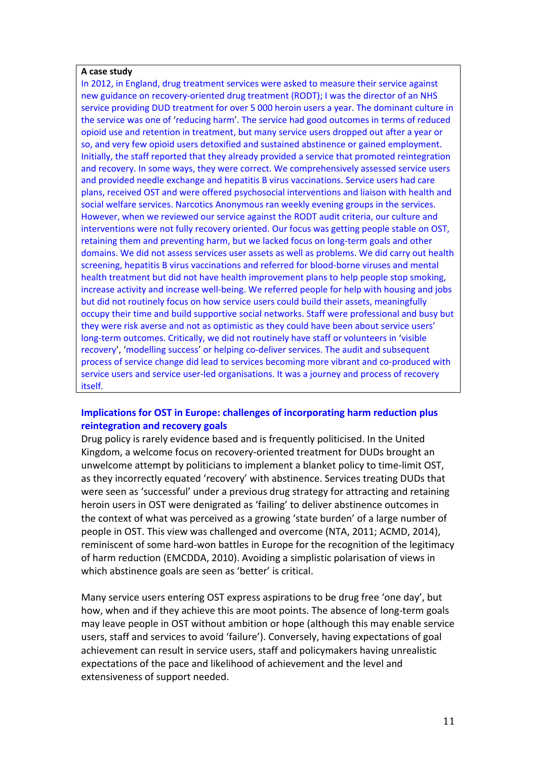**A case study**

In 2012, in England, drug treatment services were asked to measure their service against new guidance on recovery-oriented drug treatment (RODT); I was the director of an NHS service providing DUD treatment for over 5 000 heroin users a year. The dominant culture in the service was one of 'reducing harm'. The service had good outcomes in terms of reduced opioid use and retention in treatment, but many service users dropped out after a year or so, and very few opioid users detoxified and sustained abstinence or gained employment. Initially, the staff reported that they already provided a service that promoted reintegration and recovery. In some ways, they were correct. We comprehensively assessed service users and provided needle exchange and hepatitis B virus vaccinations. Service users had care plans, received OST and were offered psychosocial interventions and liaison with health and social welfare services. Narcotics Anonymous ran weekly evening groups in the services. However, when we reviewed our service against the RODT audit criteria, our culture and interventions were not fully recovery oriented. Our focus was getting people stable on OST, retaining them and preventing harm, but we lacked focus on long-term goals and other domains. We did not assess services user assets as well as problems. We did carry out health screening, hepatitis B virus vaccinations and referred for blood-borne viruses and mental health treatment but did not have health improvement plans to help people stop smoking, increase activity and increase well-being. We referred people for help with housing and jobs but did not routinely focus on how service users could build their assets, meaningfully occupy their time and build supportive social networks. Staff were professional and busy but they were risk averse and not as optimistic as they could have been about service users' long-term outcomes. Critically, we did not routinely have staff or volunteers in 'visible recovery', 'modelling success' or helping co-deliver services. The audit and subsequent process of service change did lead to services becoming more vibrant and co-produced with service users and service user-led organisations. It was a journey and process of recovery itself.

## Implications for OST in Europe: challenges of incorporating harm reduction plus reintegration and recovery goals

Drug policy is rarely evidence based and is frequently politicised. In the United Kingdom, a welcome focus on recovery-oriented treatment for DUDs brought an unwelcome attempt by politicians to implement a blanket policy to time-limit OST, as they incorrectly equated 'recovery' with abstinence. Services treating DUDs that were seen as 'successful' under a previous drug strategy for attracting and retaining heroin users in OST were denigrated as 'failing' to deliver abstinence outcomes in the context of what was perceived as a growing 'state burden' of a large number of people in OST. This view was challenged and overcome (NTA, 2011; ACMD, 2014), reminiscent of some hard-won battles in Europe for the recognition of the legitimacy of harm reduction (EMCDDA, 2010). Avoiding a simplistic polarisation of views in which abstinence goals are seen as 'better' is critical.

Many service users entering OST express aspirations to be drug free 'one day', but how, when and if they achieve this are moot points. The absence of long-term goals may leave people in OST without ambition or hope (although this may enable service users, staff and services to avoid 'failure'). Conversely, having expectations of goal achievement can result in service users, staff and policymakers having unrealistic expectations of the pace and likelihood of achievement and the level and extensiveness of support needed.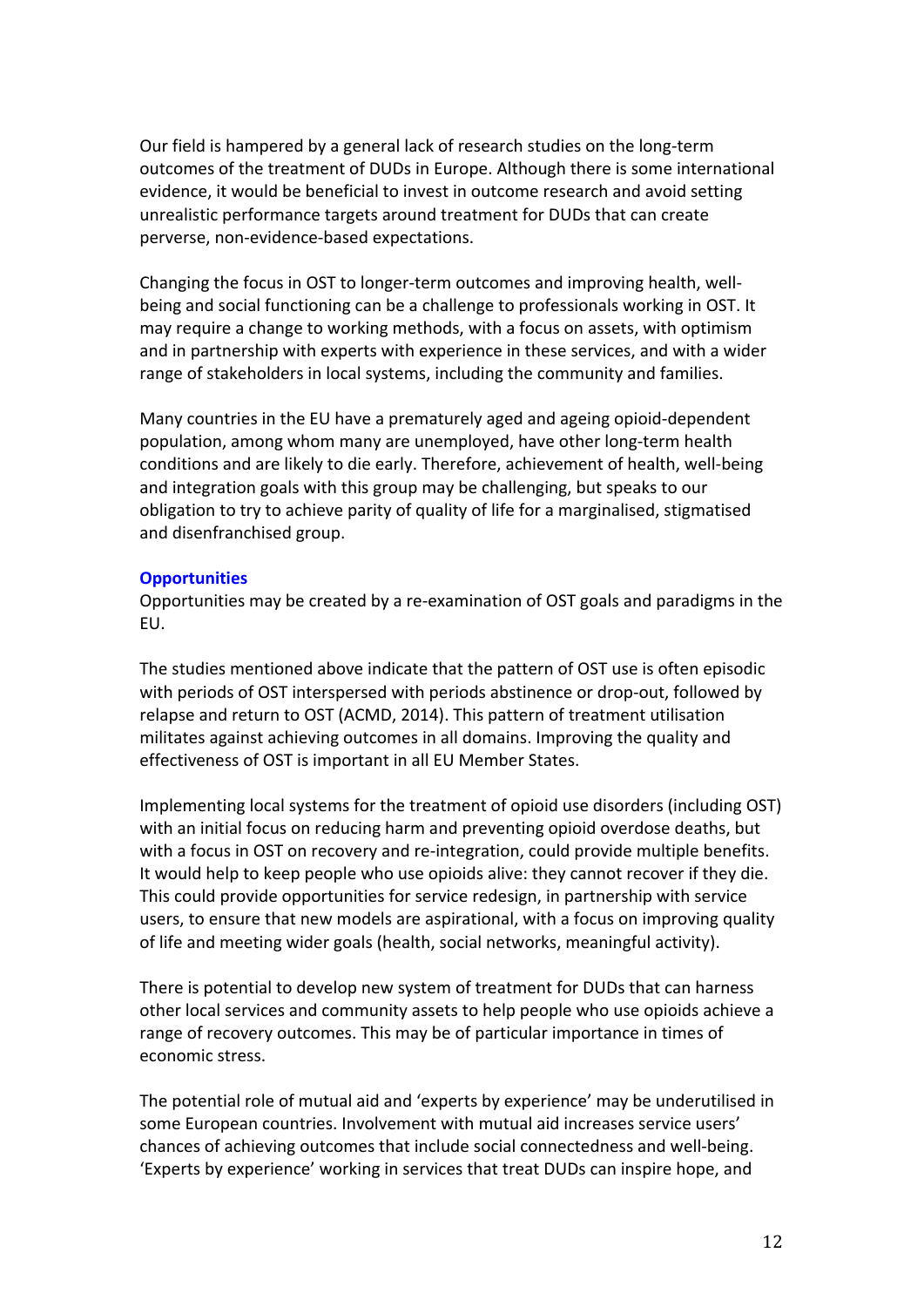Our field is hampered by a general lack of research studies on the long-term outcomes of the treatment of DUDs in Europe. Although there is some international evidence, it would be beneficial to invest in outcome research and avoid setting unrealistic performance targets around treatment for DUDs that can create perverse, non-evidence-based expectations.

Changing the focus in OST to longer-term outcomes and improving health, well-being and social functioning can be a challenge to professionals working in OST. It may require a change to working methods, with a focus on assets, with optimism and in partnership with experts with experience in these services, and with a wider range of stakeholders in local systems, including the community and families.

Many countries in the EU have a prematurely aged and ageing opioid-dependent population, among whom many are unemployed, have other long-term health conditions and are likely to die early. Therefore, achievement of health, well-being and integration goals with this group may be challenging, but speaks to our obligation to try to achieve parity of quality of life for a marginalised, stigmatised and disenfranchised group.

### Opportunities

Opportunities may be created by a re-examination of OST goals and paradigms in the EU.

The studies mentioned above indicate that the pattern of OST use is often episodic with periods of OST interspersed with periods abstinence or drop-out, followed by relapse and return to OST (ACMD, 2014). This pattern of treatment utilisation militates against achieving outcomes in all domains. Improving the quality and effectiveness of OST is important in all EU Member States.

Implementing local systems for the treatment of opioid use disorders (including OST) with an initial focus on reducing harm and preventing opioid overdose deaths, but with a focus in OST on recovery and re-integration, could provide multiple benefits. It would help to keep people who use opioids alive: they cannot recover if they die. This could provide opportunities for service redesign, in partnership with service users, to ensure that new models are aspirational, with a focus on improving quality of life and meeting wider goals (health, social networks, meaningful activity).

There is potential to develop new system of treatment for DUDs that can harness other local services and community assets to help people who use opioids achieve a range of recovery outcomes. This may be of particular importance in times of economic stress.

The potential role of mutual aid and 'experts by experience' may be underutilised in some European countries. Involvement with mutual aid increases service users' chances of achieving outcomes that include social connectedness and well-being. 'Experts by experience' working in services that treat DUDs can inspire hope, and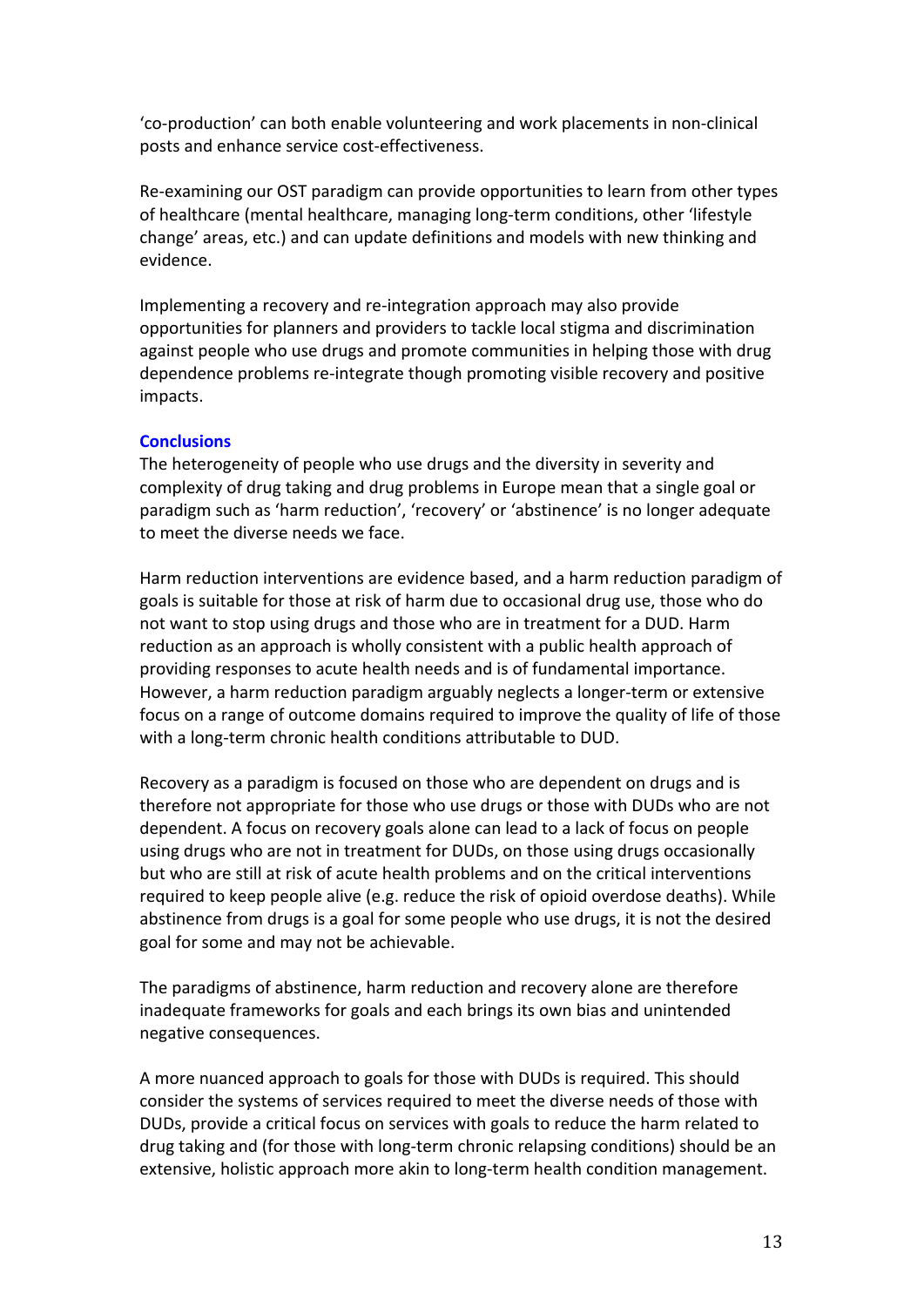'co-production' can both enable volunteering and work placements in non-clinical posts and enhance service cost-effectiveness.

Re-examining our OST paradigm can provide opportunities to learn from other types of healthcare (mental healthcare, managing long-term conditions, other 'lifestyle change' areas, etc.) and can update definitions and models with new thinking and evidence.

Implementing a recovery and re-integration approach may also provide opportunities for planners and providers to tackle local stigma and discrimination against people who use drugs and promote communities in helping those with drug dependence problems re-integrate though promoting visible recovery and positive impacts.

## Conclusions

The heterogeneity of people who use drugs and the diversity in severity and complexity of drug taking and drug problems in Europe mean that a single goal or paradigm such as 'harm reduction', 'recovery' or 'abstinence' is no longer adequate to meet the diverse needs we face.

Harm reduction interventions are evidence based, and a harm reduction paradigm of goals is suitable for those at risk of harm due to occasional drug use, those who do not want to stop using drugs and those who are in treatment for a DUD. Harm reduction as an approach is wholly consistent with a public health approach of providing responses to acute health needs and is of fundamental importance. However, a harm reduction paradigm arguably neglects a longer-term or extensive focus on a range of outcome domains required to improve the quality of life of those with a long-term chronic health conditions attributable to DUD.

Recovery as a paradigm is focused on those who are dependent on drugs and is therefore not appropriate for those who use drugs or those with DUDs who are not dependent. A focus on recovery goals alone can lead to a lack of focus on people using drugs who are not in treatment for DUDs, on those using drugs occasionally but who are still at risk of acute health problems and on the critical interventions required to keep people alive (e.g. reduce the risk of opioid overdose deaths). While abstinence from drugs is a goal for some people who use drugs, it is not the desired goal for some and may not be achievable.

The paradigms of abstinence, harm reduction and recovery alone are therefore inadequate frameworks for goals and each brings its own bias and unintended negative consequences.

A more nuanced approach to goals for those with DUDs is required. This should consider the systems of services required to meet the diverse needs of those with DUDs, provide a critical focus on services with goals to reduce the harm related to drug taking and (for those with long-term chronic relapsing conditions) should be an extensive, holistic approach more akin to long-term health condition management.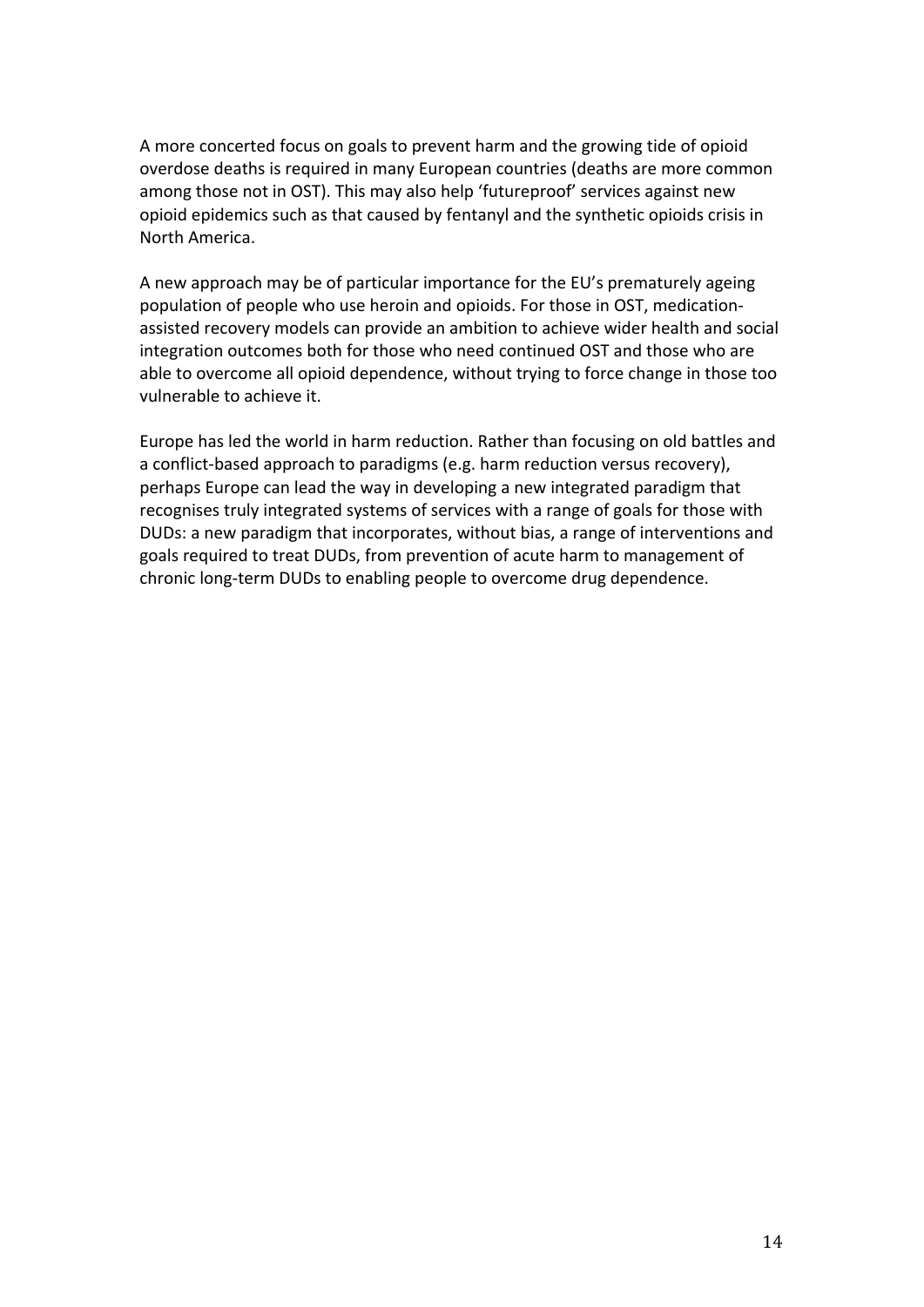A more concerted focus on goals to prevent harm and the growing tide of opioid overdose deaths is required in many European countries (deaths are more common among those not in OST). This may also help 'futureproof' services against new opioid epidemics such as that caused by fentanyl and the synthetic opioids crisis in North America.

A new approach may be of particular importance for the EU's prematurely ageing population of people who use heroin and opioids. For those in OST, medication-assisted recovery models can provide an ambition to achieve wider health and social integration outcomes both for those who need continued OST and those who are able to overcome all opioid dependence, without trying to force change in those too vulnerable to achieve it.

Europe has led the world in harm reduction. Rather than focusing on old battles and a conflict-based approach to paradigms (e.g. harm reduction versus recovery), perhaps Europe can lead the way in developing a new integrated paradigm that recognises truly integrated systems of services with a range of goals for those with DUDs: a new paradigm that incorporates, without bias, a range of interventions and goals required to treat DUDs, from prevention of acute harm to management of chronic long-term DUDs to enabling people to overcome drug dependence.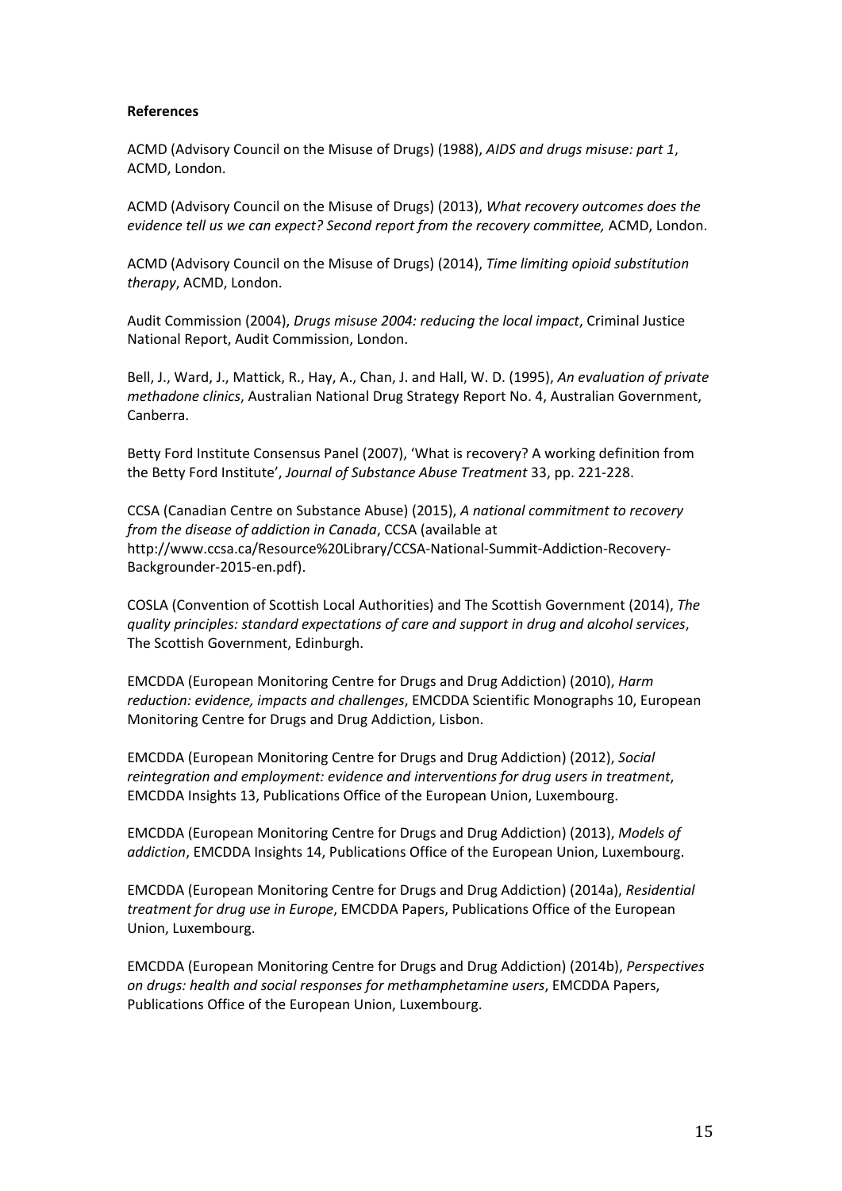**References**

ACMD (Advisory Council on the Misuse of Drugs) (1988), *AIDS and drugs misuse: part 1*, ACMD, London.

ACMD (Advisory Council on the Misuse of Drugs) (2013), *What recovery outcomes does the evidence tell us we can expect? Second report from the recovery committee,* ACMD, London.

ACMD (Advisory Council on the Misuse of Drugs) (2014), *Time limiting opioid substitution therapy*, ACMD, London.

Audit Commission (2004), *Drugs misuse 2004: reducing the local impact*, Criminal Justice National Report, Audit Commission, London.

Bell, J., Ward, J., Mattick, R., Hay, A., Chan, J. and Hall, W. D. (1995), *An evaluation of private methadone clinics*, Australian National Drug Strategy Report No. 4, Australian Government, Canberra.

Betty Ford Institute Consensus Panel (2007), 'What is recovery? A working definition from the Betty Ford Institute', *Journal of Substance Abuse Treatment* 33, pp. 221-228.

CCSA (Canadian Centre on Substance Abuse) (2015), *A national commitment to recovery from the disease of addiction in Canada*, CCSA (available at http://www.ccsa.ca/Resource%20Library/CCSA-National-Summit-Addiction-Recovery-Backgrounder-2015-en.pdf).

COSLA (Convention of Scottish Local Authorities) and The Scottish Government (2014), *The quality principles: standard expectations of care and support in drug and alcohol services*, The Scottish Government, Edinburgh.

EMCDDA (European Monitoring Centre for Drugs and Drug Addiction) (2010), *Harm reduction: evidence, impacts and challenges*, EMCDDA Scientific Monographs 10, European Monitoring Centre for Drugs and Drug Addiction, Lisbon.

EMCDDA (European Monitoring Centre for Drugs and Drug Addiction) (2012), *Social reintegration and employment: evidence and interventions for drug users in treatment*, EMCDDA Insights 13, Publications Office of the European Union, Luxembourg.

EMCDDA (European Monitoring Centre for Drugs and Drug Addiction) (2013), *Models of addiction*, EMCDDA Insights 14, Publications Office of the European Union, Luxembourg.

EMCDDA (European Monitoring Centre for Drugs and Drug Addiction) (2014a), *Residential treatment for drug use in Europe*, EMCDDA Papers, Publications Office of the European Union, Luxembourg.

EMCDDA (European Monitoring Centre for Drugs and Drug Addiction) (2014b), *Perspectives on drugs: health and social responses for methamphetamine users*, EMCDDA Papers, Publications Office of the European Union, Luxembourg.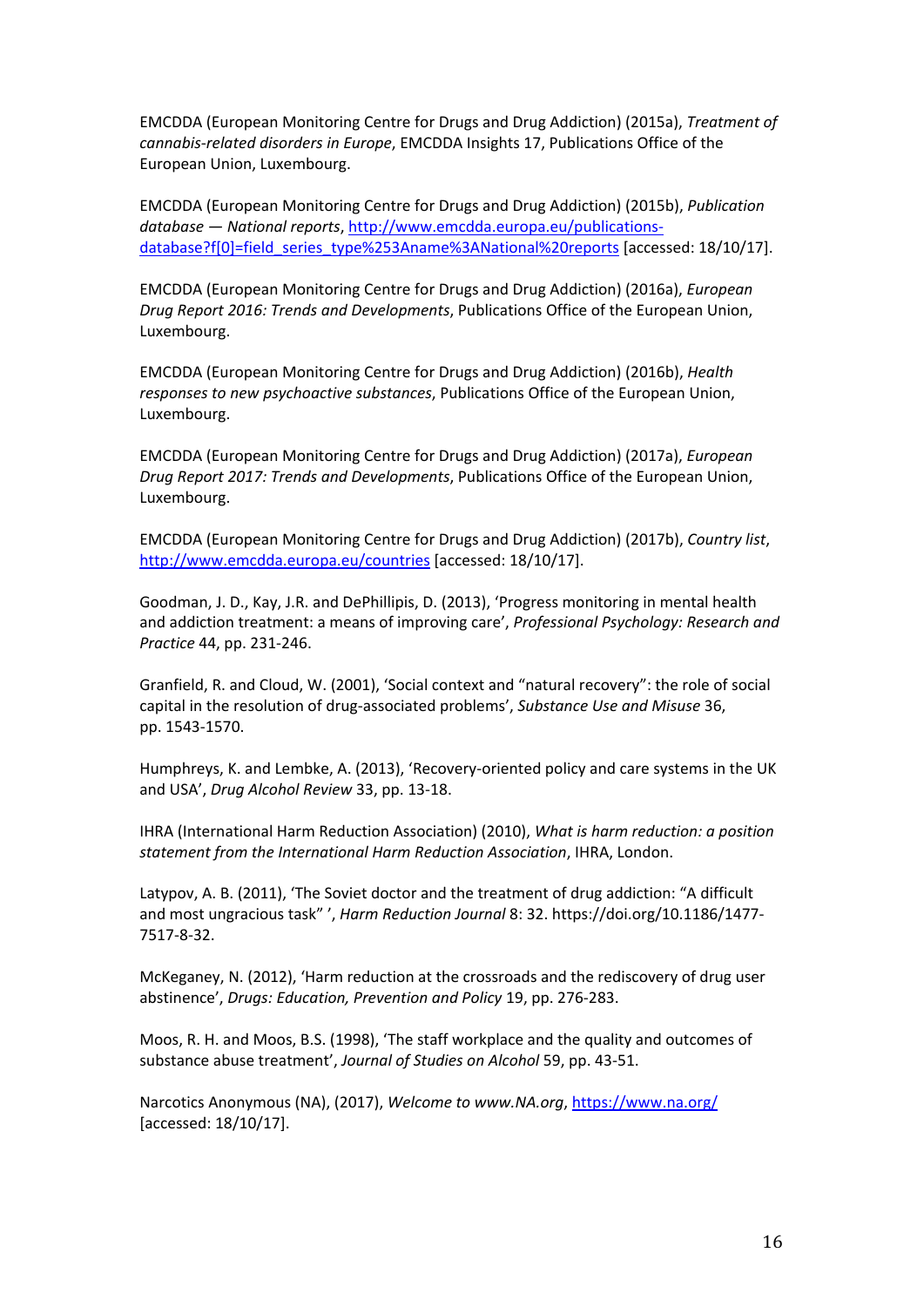EMCDDA (European Monitoring Centre for Drugs and Drug Addiction) (2015a), *Treatment of cannabis-related disorders in Europe*, EMCDDA Insights 17, Publications Office of the European Union, Luxembourg.

EMCDDA (European Monitoring Centre for Drugs and Drug Addiction) (2015b), *Publication database — National reports*, [http://www.emcdda.europa.eu/publications-database?f[0]=field_series_type%253Aname%3ANational%20reports](http://www.emcdda.europa.eu/publications-database?f[0]=field_series_type%253Aname%3ANational%20reports) [accessed: 18/10/17].

EMCDDA (European Monitoring Centre for Drugs and Drug Addiction) (2016a), *European Drug Report 2016: Trends and Developments*, Publications Office of the European Union, Luxembourg.

EMCDDA (European Monitoring Centre for Drugs and Drug Addiction) (2016b), *Health responses to new psychoactive substances*, Publications Office of the European Union, Luxembourg.

EMCDDA (European Monitoring Centre for Drugs and Drug Addiction) (2017a), *European Drug Report 2017: Trends and Developments*, Publications Office of the European Union, Luxembourg.

EMCDDA (European Monitoring Centre for Drugs and Drug Addiction) (2017b), *Country list*, [http://www.emcdda.europa.eu/countries](http://www.emcdda.europa.eu/countries) [accessed: 18/10/17].

Goodman, J. D., Kay, J.R. and DePhillipis, D. (2013), 'Progress monitoring in mental health and addiction treatment: a means of improving care', *Professional Psychology: Research and Practice* 44, pp. 231-246.

Granfield, R. and Cloud, W. (2001), 'Social context and "natural recovery": the role of social capital in the resolution of drug-associated problems', *Substance Use and Misuse* 36, pp. 1543-1570.

Humphreys, K. and Lembke, A. (2013), 'Recovery-oriented policy and care systems in the UK and USA', *Drug Alcohol Review* 33, pp. 13-18.

IHRA (International Harm Reduction Association) (2010), *What is harm reduction: a position statement from the International Harm Reduction Association*, IHRA, London.

Latypov, A. B. (2011), 'The Soviet doctor and the treatment of drug addiction: "A difficult and most ungracious task" ', *Harm Reduction Journal* 8: 32. https://doi.org/10.1186/1477-7517-8-32.

McKeganey, N. (2012), 'Harm reduction at the crossroads and the rediscovery of drug user abstinence', *Drugs: Education, Prevention and Policy* 19, pp. 276-283.

Moos, R. H. and Moos, B.S. (1998), 'The staff workplace and the quality and outcomes of substance abuse treatment', *Journal of Studies on Alcohol* 59, pp. 43-51.

Narcotics Anonymous (NA), (2017), *Welcome to www.NA.org*, [https://www.na.org/](https://www.na.org/) [accessed: 18/10/17].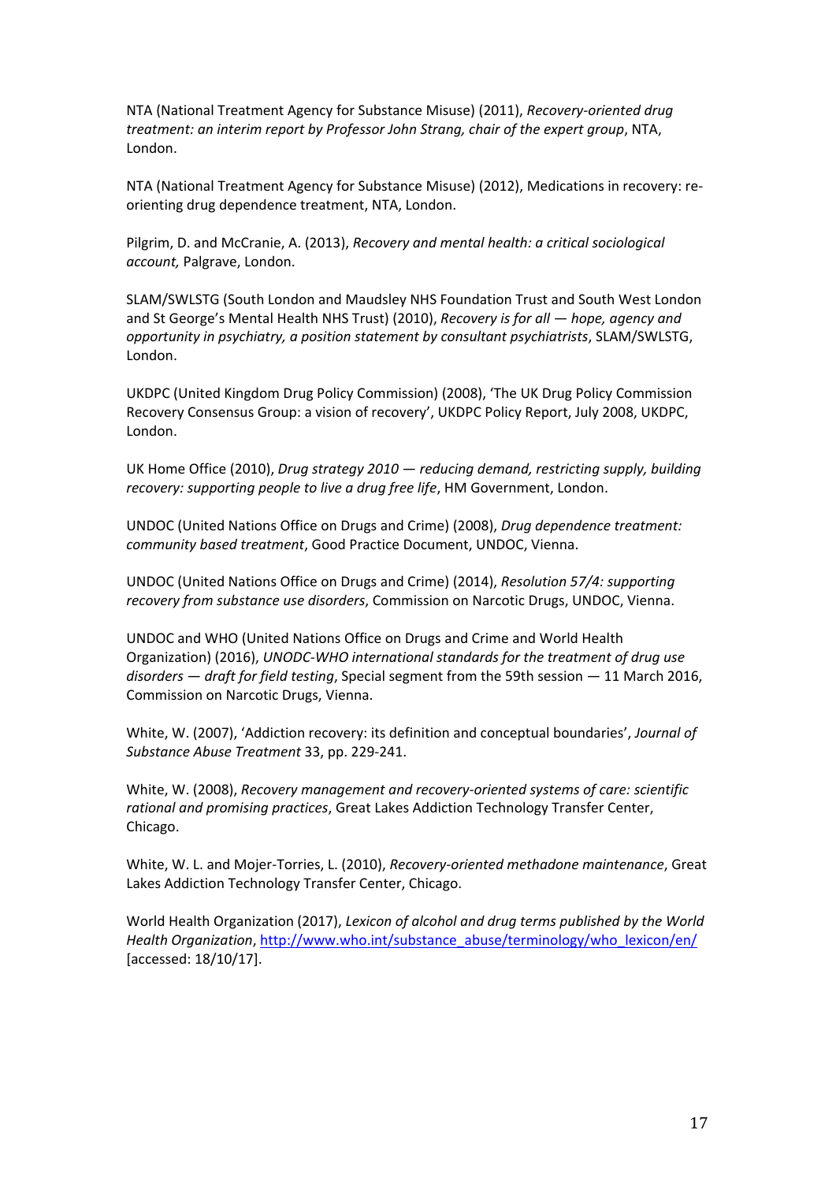NTA (National Treatment Agency for Substance Misuse) (2011), *Recovery-oriented drug treatment: an interim report by Professor John Strang, chair of the expert group*, NTA, London.

NTA (National Treatment Agency for Substance Misuse) (2012), Medications in recovery: re-orienting drug dependence treatment, NTA, London.

Pilgrim, D. and McCranie, A. (2013), *Recovery and mental health: a critical sociological account,* Palgrave, London.

SLAM/SWLSTG (South London and Maudsley NHS Foundation Trust and South West London and St George's Mental Health NHS Trust) (2010), *Recovery is for all — hope, agency and opportunity in psychiatry, a position statement by consultant psychiatrists*, SLAM/SWLSTG, London.

UKDPC (United Kingdom Drug Policy Commission) (2008), 'The UK Drug Policy Commission Recovery Consensus Group: a vision of recovery', UKDPC Policy Report, July 2008, UKDPC, London.

UK Home Office (2010), *Drug strategy 2010 — reducing demand, restricting supply, building recovery: supporting people to live a drug free life*, HM Government, London.

UNDOC (United Nations Office on Drugs and Crime) (2008), *Drug dependence treatment: community based treatment*, Good Practice Document, UNDOC, Vienna.

UNDOC (United Nations Office on Drugs and Crime) (2014), *Resolution 57/4: supporting recovery from substance use disorders*, Commission on Narcotic Drugs, UNDOC, Vienna.

UNDOC and WHO (United Nations Office on Drugs and Crime and World Health Organization) (2016), *UNODC-WHO international standards for the treatment of drug use disorders — draft for field testing*, Special segment from the 59th session — 11 March 2016, Commission on Narcotic Drugs, Vienna.

White, W. (2007), 'Addiction recovery: its definition and conceptual boundaries', *Journal of Substance Abuse Treatment* 33, pp. 229-241.

White, W. (2008), *Recovery management and recovery-oriented systems of care: scientific rational and promising practices*, Great Lakes Addiction Technology Transfer Center, Chicago.

White, W. L. and Mojer-Torries, L. (2010), *Recovery-oriented methadone maintenance*, Great Lakes Addiction Technology Transfer Center, Chicago.

World Health Organization (2017), *Lexicon of alcohol and drug terms published by the World Health Organization*, http://www.who.int/substance_abuse/terminology/who_lexicon/en/ [accessed: 18/10/17].